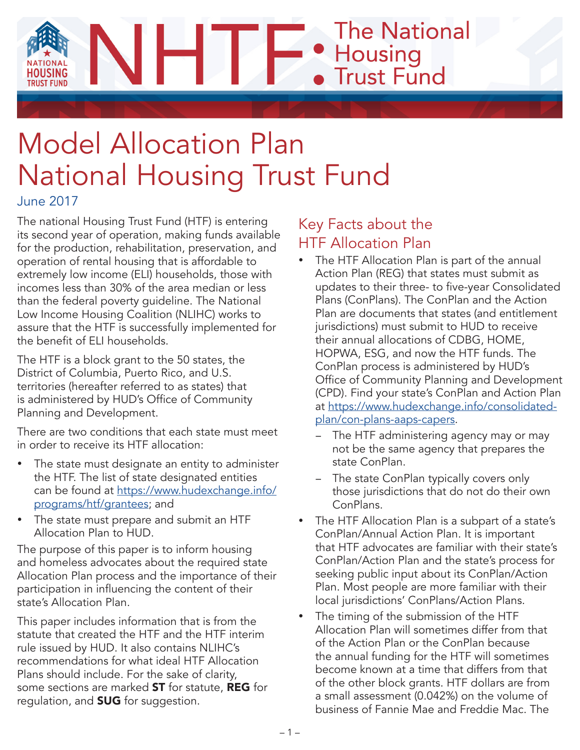# NHTF: The National Housing Trust Fund

# Model Allocation Plan National Housing Trust Fund

June 2017

The national Housing Trust Fund (HTF) is entering its second year of operation, making funds available for the production, rehabilitation, preservation, and operation of rental housing that is affordable to extremely low income (ELI) households, those with incomes less than 30% of the area median or less than the federal poverty guideline. The National Low Income Housing Coalition (NLIHC) works to assure that the HTF is successfully implemented for the benefit of ELI households.

The HTF is a block grant to the 50 states, the District of Columbia, Puerto Rico, and U.S. territories (hereafter referred to as states) that is administered by HUD's Office of Community Planning and Development.

There are two conditions that each state must meet in order to receive its HTF allocation:

- The state must designate an entity to administer the HTF. The list of state designated entities can be found at https://www.hudexchange.info/programs/htf/grantees; and
- The state must prepare and submit an HTF Allocation Plan to HUD.

The purpose of this paper is to inform housing and homeless advocates about the required state Allocation Plan process and the importance of their participation in influencing the content of their state's Allocation Plan.

This paper includes information that is from the statute that created the HTF and the HTF interim rule issued by HUD. It also contains NLIHC's recommendations for what ideal HTF Allocation Plans should include. For the sake of clarity, some sections are marked **ST** for statute, **REG** for regulation, and **SUG** for suggestion.

## Key Facts about the HTF Allocation Plan

- The HTF Allocation Plan is part of the annual Action Plan (REG) that states must submit as updates to their three- to five-year Consolidated Plans (ConPlans). The ConPlan and the Action Plan are documents that states (and entitlement jurisdictions) must submit to HUD to receive their annual allocations of CDBG, HOME, HOPWA, ESG, and now the HTF funds. The ConPlan process is administered by HUD's Office of Community Planning and Development (CPD). Find your state's ConPlan and Action Plan at https://www.hudexchange.info/consolidated-plan/con-plans-aaps-capers.
  - The HTF administering agency may or may not be the same agency that prepares the state ConPlan.
  - The state ConPlan typically covers only those jurisdictions that do not do their own ConPlans.
- The HTF Allocation Plan is a subpart of a state's ConPlan/Annual Action Plan. It is important that HTF advocates are familiar with their state's ConPlan/Action Plan and the state's process for seeking public input about its ConPlan/Action Plan. Most people are more familiar with their local jurisdictions' ConPlans/Action Plans.
- The timing of the submission of the HTF Allocation Plan will sometimes differ from that of the Action Plan or the ConPlan because the annual funding for the HTF will sometimes become known at a time that differs from that of the other block grants. HTF dollars are from a small assessment (0.042%) on the volume of business of Fannie Mae and Freddie Mac. The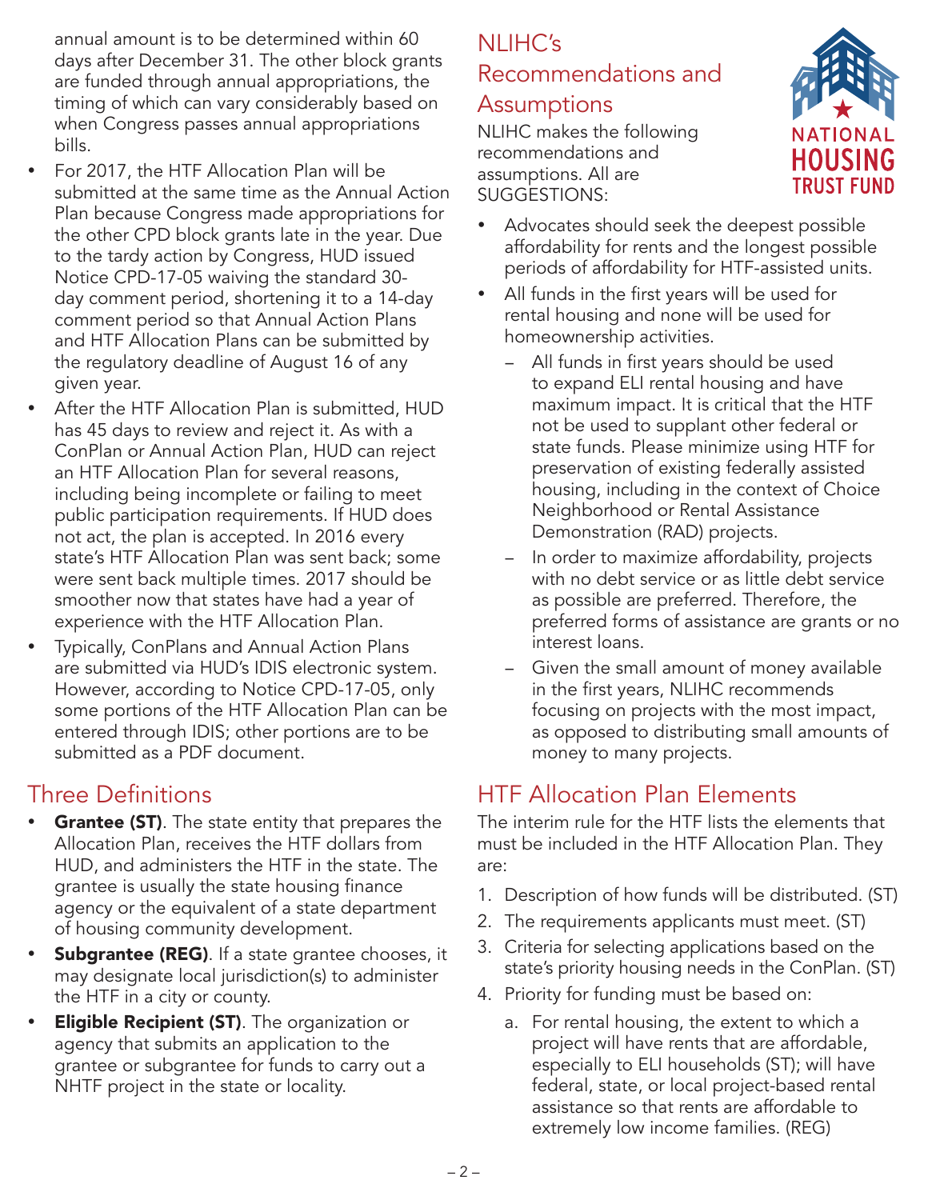annual amount is to be determined within 60 days after December 31. The other block grants are funded through annual appropriations, the timing of which can vary considerably based on when Congress passes annual appropriations bills.

- For 2017, the HTF Allocation Plan will be submitted at the same time as the Annual Action Plan because Congress made appropriations for the other CPD block grants late in the year. Due to the tardy action by Congress, HUD issued Notice CPD-17-05 waiving the standard 30-day comment period, shortening it to a 14-day comment period so that Annual Action Plans and HTF Allocation Plans can be submitted by the regulatory deadline of August 16 of any given year.
- After the HTF Allocation Plan is submitted, HUD has 45 days to review and reject it. As with a ConPlan or Annual Action Plan, HUD can reject an HTF Allocation Plan for several reasons, including being incomplete or failing to meet public participation requirements. If HUD does not act, the plan is accepted. In 2016 every state's HTF Allocation Plan was sent back; some were sent back multiple times. 2017 should be smoother now that states have had a year of experience with the HTF Allocation Plan.
- Typically, ConPlans and Annual Action Plans are submitted via HUD's IDIS electronic system. However, according to Notice CPD-17-05, only some portions of the HTF Allocation Plan can be entered through IDIS; other portions are to be submitted as a PDF document.

## Three Definitions

- **Grantee (ST)**. The state entity that prepares the Allocation Plan, receives the HTF dollars from HUD, and administers the HTF in the state. The grantee is usually the state housing finance agency or the equivalent of a state department of housing community development.
- **Subgrantee (REG)**. If a state grantee chooses, it may designate local jurisdiction(s) to administer the HTF in a city or county.
- **Eligible Recipient (ST)**. The organization or agency that submits an application to the grantee or subgrantee for funds to carry out a NHTF project in the state or locality.

## NLIHC's Recommendations and Assumptions

NLIHC makes the following recommendations and assumptions. All are SUGGESTIONS:

- Advocates should seek the deepest possible affordability for rents and the longest possible periods of affordability for HTF-assisted units.
- All funds in the first years will be used for rental housing and none will be used for homeownership activities.
  - All funds in first years should be used to expand ELI rental housing and have maximum impact. It is critical that the HTF not be used to supplant other federal or state funds. Please minimize using HTF for preservation of existing federally assisted housing, including in the context of Choice Neighborhood or Rental Assistance Demonstration (RAD) projects.
  - In order to maximize affordability, projects with no debt service or as little debt service as possible are preferred. Therefore, the preferred forms of assistance are grants or no interest loans.
  - Given the small amount of money available in the first years, NLIHC recommends focusing on projects with the most impact, as opposed to distributing small amounts of money to many projects.

## HTF Allocation Plan Elements

The interim rule for the HTF lists the elements that must be included in the HTF Allocation Plan. They are:

1. Description of how funds will be distributed. (ST)
2. The requirements applicants must meet. (ST)
3. Criteria for selecting applications based on the state's priority housing needs in the ConPlan. (ST)
4. Priority for funding must be based on:
   a. For rental housing, the extent to which a project will have rents that are affordable, especially to ELI households (ST); will have federal, state, or local project-based rental assistance so that rents are affordable to extremely low income families. (REG)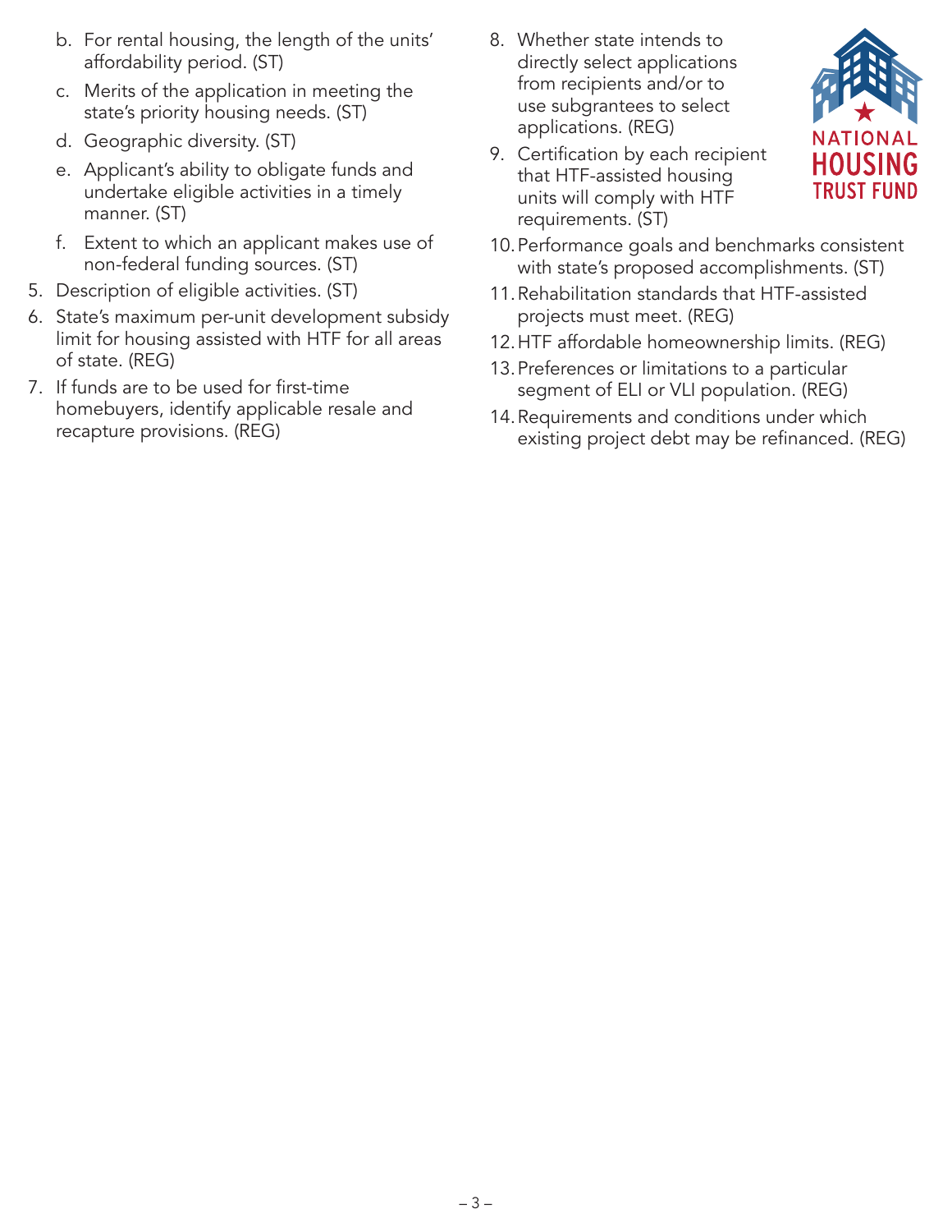b. For rental housing, the length of the units' affordability period. (ST)
   c. Merits of the application in meeting the state's priority housing needs. (ST)
   d. Geographic diversity. (ST)
   e. Applicant's ability to obligate funds and undertake eligible activities in a timely manner. (ST)
   f. Extent to which an applicant makes use of non-federal funding sources. (ST)
5. Description of eligible activities. (ST)
6. State's maximum per-unit development subsidy limit for housing assisted with HTF for all areas of state. (REG)
7. If funds are to be used for first-time homebuyers, identify applicable resale and recapture provisions. (REG)
8. Whether state intends to directly select applications from recipients and/or to use subgrantees to select applications. (REG)
9. Certification by each recipient that HTF-assisted housing units will comply with HTF requirements. (ST)
10. Performance goals and benchmarks consistent with state's proposed accomplishments. (ST)
11. Rehabilitation standards that HTF-assisted projects must meet. (REG)
12. HTF affordable homeownership limits. (REG)
13. Preferences or limitations to a particular segment of ELI or VLI population. (REG)
14. Requirements and conditions under which existing project debt may be refinanced. (REG)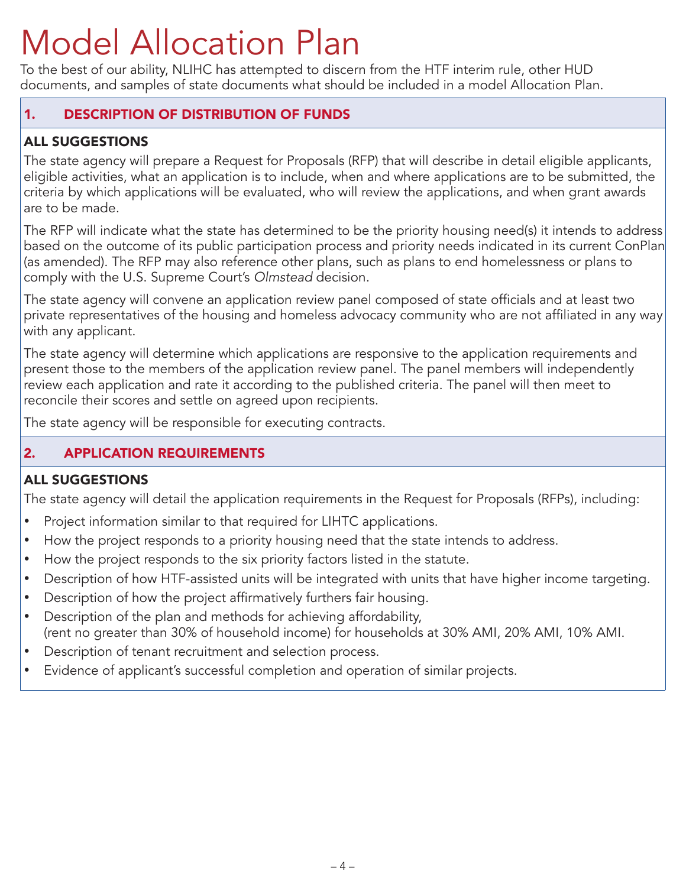# Model Allocation Plan

To the best of our ability, NLIHC has attempted to discern from the HTF interim rule, other HUD documents, and samples of state documents what should be included in a model Allocation Plan.

## 1. DESCRIPTION OF DISTRIBUTION OF FUNDS

### ALL SUGGESTIONS

The state agency will prepare a Request for Proposals (RFP) that will describe in detail eligible applicants, eligible activities, what an application is to include, when and where applications are to be submitted, the criteria by which applications will be evaluated, who will review the applications, and when grant awards are to be made.

The RFP will indicate what the state has determined to be the priority housing need(s) it intends to address based on the outcome of its public participation process and priority needs indicated in its current ConPlan (as amended). The RFP may also reference other plans, such as plans to end homelessness or plans to comply with the U.S. Supreme Court's *Olmstead* decision.

The state agency will convene an application review panel composed of state officials and at least two private representatives of the housing and homeless advocacy community who are not affiliated in any way with any applicant.

The state agency will determine which applications are responsive to the application requirements and present those to the members of the application review panel. The panel members will independently review each application and rate it according to the published criteria. The panel will then meet to reconcile their scores and settle on agreed upon recipients.

The state agency will be responsible for executing contracts.

## 2. APPLICATION REQUIREMENTS

### ALL SUGGESTIONS

The state agency will detail the application requirements in the Request for Proposals (RFPs), including:

- Project information similar to that required for LIHTC applications.
- How the project responds to a priority housing need that the state intends to address.
- How the project responds to the six priority factors listed in the statute.
- Description of how HTF-assisted units will be integrated with units that have higher income targeting.
- Description of how the project affirmatively furthers fair housing.
- Description of the plan and methods for achieving affordability, (rent no greater than 30% of household income) for households at 30% AMI, 20% AMI, 10% AMI.
- Description of tenant recruitment and selection process.
- Evidence of applicant's successful completion and operation of similar projects.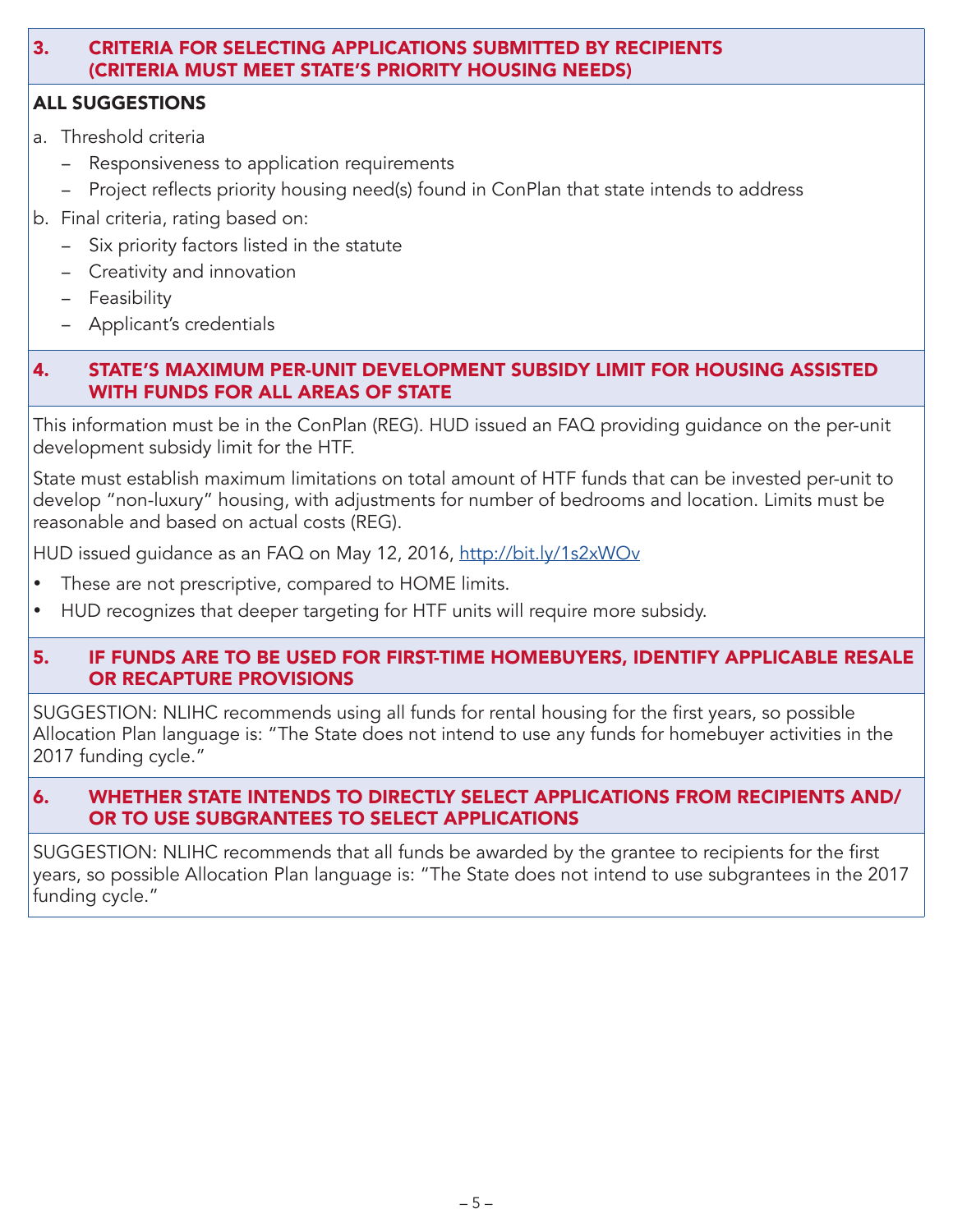## 3. CRITERIA FOR SELECTING APPLICATIONS SUBMITTED BY RECIPIENTS (CRITERIA MUST MEET STATE'S PRIORITY HOUSING NEEDS)

**ALL SUGGESTIONS**

a. Threshold criteria
   - Responsiveness to application requirements
   - Project reflects priority housing need(s) found in ConPlan that state intends to address

b. Final criteria, rating based on:
   - Six priority factors listed in the statute
   - Creativity and innovation
   - Feasibility
   - Applicant's credentials

## 4. STATE'S MAXIMUM PER-UNIT DEVELOPMENT SUBSIDY LIMIT FOR HOUSING ASSISTED WITH FUNDS FOR ALL AREAS OF STATE

This information must be in the ConPlan (REG). HUD issued an FAQ providing guidance on the per-unit development subsidy limit for the HTF.

State must establish maximum limitations on total amount of HTF funds that can be invested per-unit to develop "non-luxury" housing, with adjustments for number of bedrooms and location. Limits must be reasonable and based on actual costs (REG).

HUD issued guidance as an FAQ on May 12, 2016, http://bit.ly/1s2xWOv

- These are not prescriptive, compared to HOME limits.
- HUD recognizes that deeper targeting for HTF units will require more subsidy.

## 5. IF FUNDS ARE TO BE USED FOR FIRST-TIME HOMEBUYERS, IDENTIFY APPLICABLE RESALE OR RECAPTURE PROVISIONS

SUGGESTION: NLIHC recommends using all funds for rental housing for the first years, so possible Allocation Plan language is: "The State does not intend to use any funds for homebuyer activities in the 2017 funding cycle."

## 6. WHETHER STATE INTENDS TO DIRECTLY SELECT APPLICATIONS FROM RECIPIENTS AND/ OR TO USE SUBGRANTEES TO SELECT APPLICATIONS

SUGGESTION: NLIHC recommends that all funds be awarded by the grantee to recipients for the first years, so possible Allocation Plan language is: "The State does not intend to use subgrantees in the 2017 funding cycle."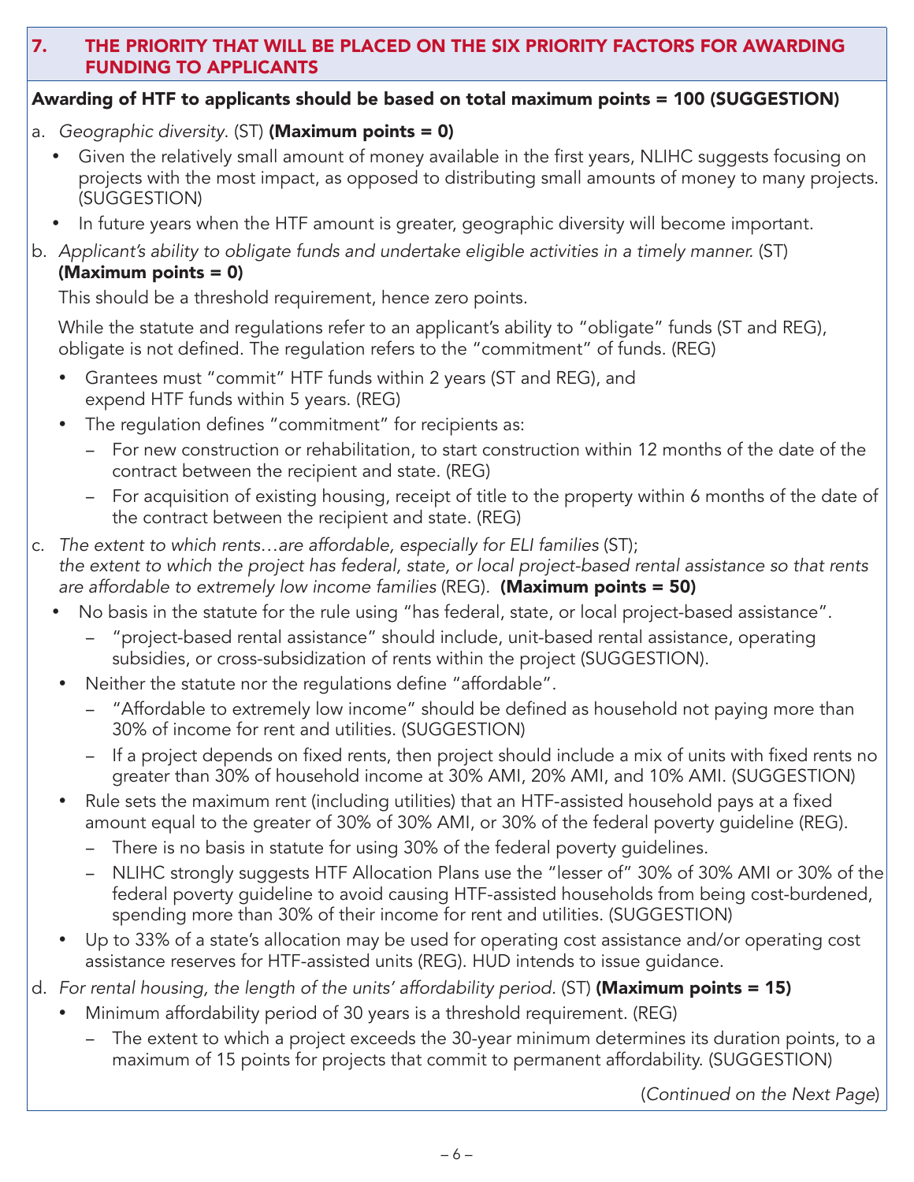## 7. THE PRIORITY THAT WILL BE PLACED ON THE SIX PRIORITY FACTORS FOR AWARDING FUNDING TO APPLICANTS

**Awarding of HTF to applicants should be based on total maximum points = 100 (SUGGESTION)**

a. *Geographic diversity.* (ST) **(Maximum points = 0)**

- Given the relatively small amount of money available in the first years, NLIHC suggests focusing on projects with the most impact, as opposed to distributing small amounts of money to many projects. (SUGGESTION)
- In future years when the HTF amount is greater, geographic diversity will become important.

b. *Applicant's ability to obligate funds and undertake eligible activities in a timely manner.* (ST) **(Maximum points = 0)**

This should be a threshold requirement, hence zero points.

While the statute and regulations refer to an applicant's ability to "obligate" funds (ST and REG), obligate is not defined. The regulation refers to the "commitment" of funds. (REG)

- Grantees must "commit" HTF funds within 2 years (ST and REG), and expend HTF funds within 5 years. (REG)
- The regulation defines "commitment" for recipients as:
  - For new construction or rehabilitation, to start construction within 12 months of the date of the contract between the recipient and state. (REG)
  - For acquisition of existing housing, receipt of title to the property within 6 months of the date of the contract between the recipient and state. (REG)

c. *The extent to which rents…are affordable, especially for ELI families* (ST); *the extent to which the project has federal, state, or local project-based rental assistance so that rents are affordable to extremely low income families* (REG). **(Maximum points = 50)**

- No basis in the statute for the rule using "has federal, state, or local project-based assistance".
  - "project-based rental assistance" should include, unit-based rental assistance, operating subsidies, or cross-subsidization of rents within the project (SUGGESTION).
- Neither the statute nor the regulations define "affordable".
  - "Affordable to extremely low income" should be defined as household not paying more than 30% of income for rent and utilities. (SUGGESTION)
  - If a project depends on fixed rents, then project should include a mix of units with fixed rents no greater than 30% of household income at 30% AMI, 20% AMI, and 10% AMI. (SUGGESTION)
- Rule sets the maximum rent (including utilities) that an HTF-assisted household pays at a fixed amount equal to the greater of 30% of 30% AMI, or 30% of the federal poverty guideline (REG).
  - There is no basis in statute for using 30% of the federal poverty guidelines.
  - NLIHC strongly suggests HTF Allocation Plans use the "lesser of" 30% of 30% AMI or 30% of the federal poverty guideline to avoid causing HTF-assisted households from being cost-burdened, spending more than 30% of their income for rent and utilities. (SUGGESTION)
- Up to 33% of a state's allocation may be used for operating cost assistance and/or operating cost assistance reserves for HTF-assisted units (REG). HUD intends to issue guidance.

d. *For rental housing, the length of the units' affordability period.* (ST) **(Maximum points = 15)**

- Minimum affordability period of 30 years is a threshold requirement. (REG)
  - The extent to which a project exceeds the 30-year minimum determines its duration points, to a maximum of 15 points for projects that commit to permanent affordability. (SUGGESTION)

(*Continued on the Next Page*)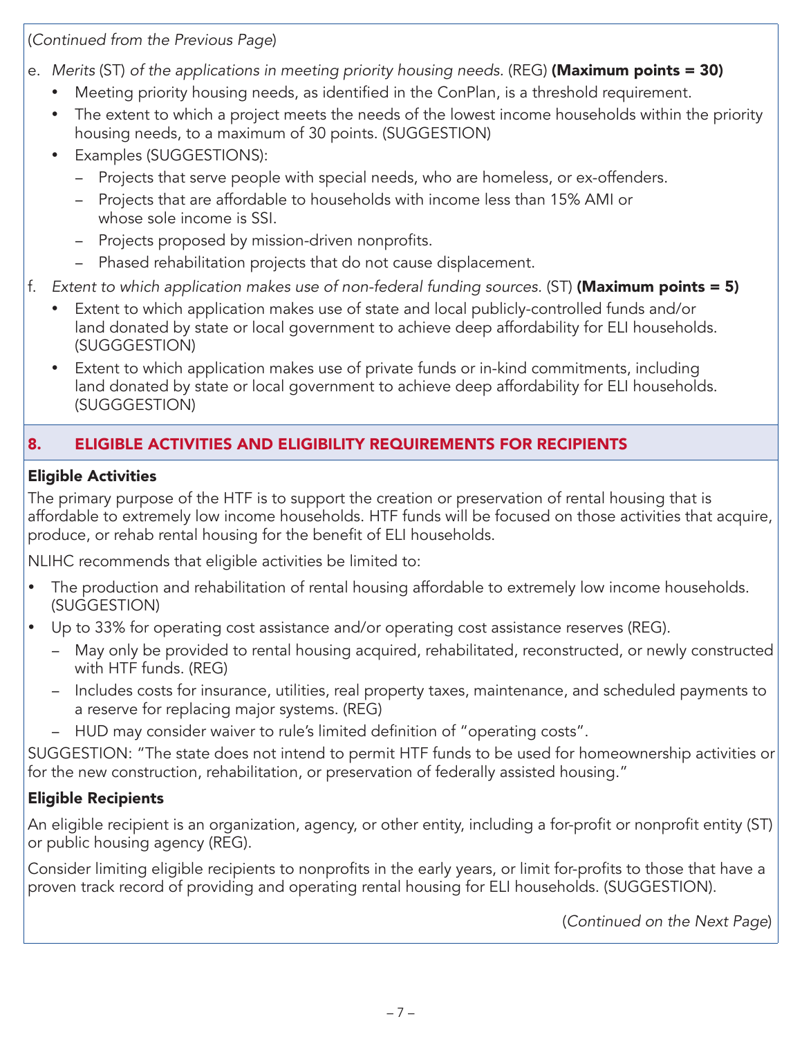(*Continued from the Previous Page*)

e. *Merits* (ST) *of the applications in meeting priority housing needs.* (REG) **(Maximum points = 30)**
   - Meeting priority housing needs, as identified in the ConPlan, is a threshold requirement.
   - The extent to which a project meets the needs of the lowest income households within the priority housing needs, to a maximum of 30 points. (SUGGESTION)
   - Examples (SUGGESTIONS):
     - Projects that serve people with special needs, who are homeless, or ex-offenders.
     - Projects that are affordable to households with income less than 15% AMI or whose sole income is SSI.
     - Projects proposed by mission-driven nonprofits.
     - Phased rehabilitation projects that do not cause displacement.

f. *Extent to which application makes use of non-federal funding sources.* (ST) **(Maximum points = 5)**
   - Extent to which application makes use of state and local publicly-controlled funds and/or land donated by state or local government to achieve deep affordability for ELI households. (SUGGGESTION)
   - Extent to which application makes use of private funds or in-kind commitments, including land donated by state or local government to achieve deep affordability for ELI households. (SUGGGESTION)

## 8. ELIGIBLE ACTIVITIES AND ELIGIBILITY REQUIREMENTS FOR RECIPIENTS

### Eligible Activities

The primary purpose of the HTF is to support the creation or preservation of rental housing that is affordable to extremely low income households. HTF funds will be focused on those activities that acquire, produce, or rehab rental housing for the benefit of ELI households.

NLIHC recommends that eligible activities be limited to:

- The production and rehabilitation of rental housing affordable to extremely low income households. (SUGGESTION)
- Up to 33% for operating cost assistance and/or operating cost assistance reserves (REG).
  - May only be provided to rental housing acquired, rehabilitated, reconstructed, or newly constructed with HTF funds. (REG)
  - Includes costs for insurance, utilities, real property taxes, maintenance, and scheduled payments to a reserve for replacing major systems. (REG)
  - HUD may consider waiver to rule's limited definition of "operating costs".

SUGGESTION: "The state does not intend to permit HTF funds to be used for homeownership activities or for the new construction, rehabilitation, or preservation of federally assisted housing."

### Eligible Recipients

An eligible recipient is an organization, agency, or other entity, including a for-profit or nonprofit entity (ST) or public housing agency (REG).

Consider limiting eligible recipients to nonprofits in the early years, or limit for-profits to those that have a proven track record of providing and operating rental housing for ELI households. (SUGGESTION).

(*Continued on the Next Page*)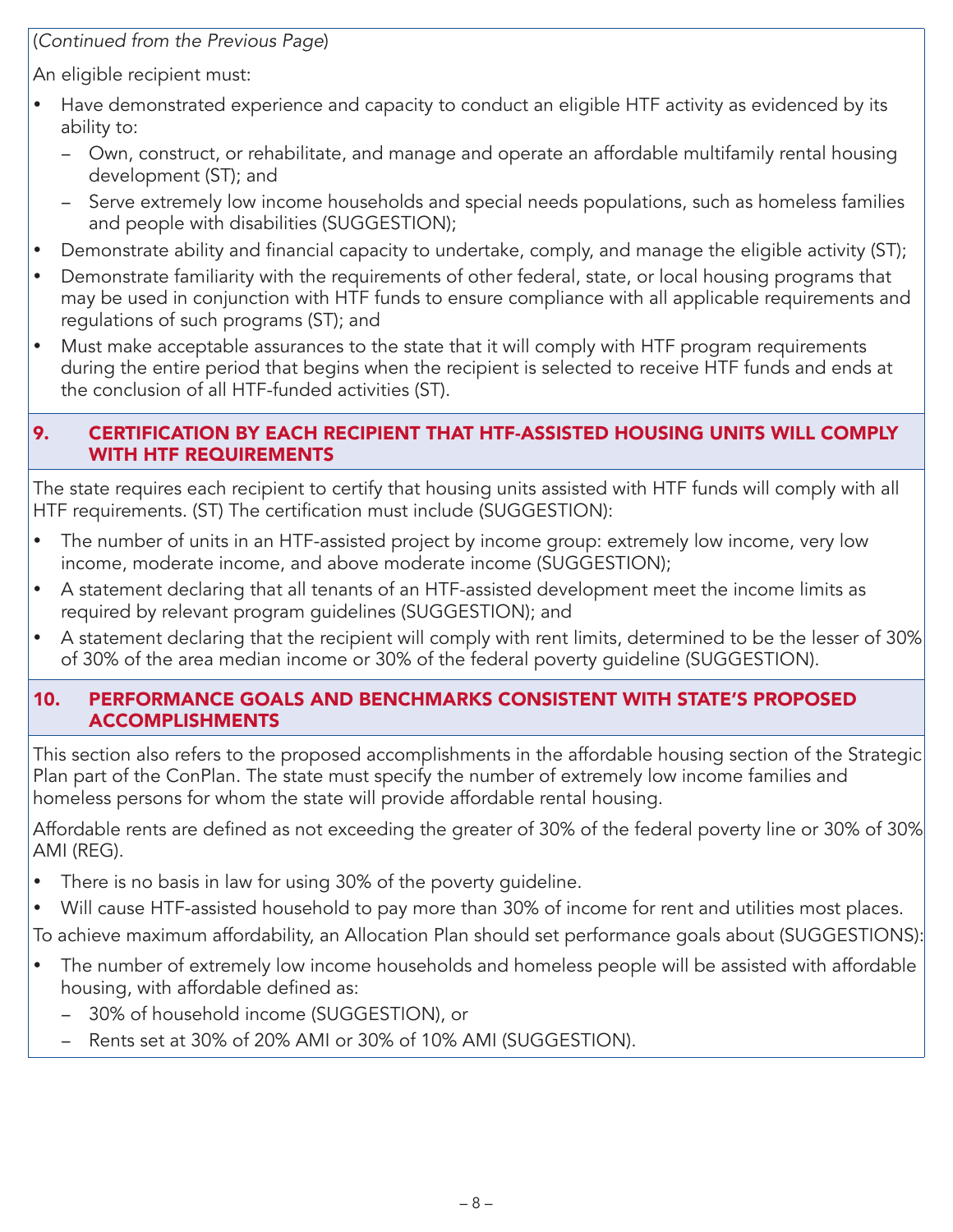(*Continued from the Previous Page*)

An eligible recipient must:

- Have demonstrated experience and capacity to conduct an eligible HTF activity as evidenced by its ability to:
  - Own, construct, or rehabilitate, and manage and operate an affordable multifamily rental housing development (ST); and
  - Serve extremely low income households and special needs populations, such as homeless families and people with disabilities (SUGGESTION);
- Demonstrate ability and financial capacity to undertake, comply, and manage the eligible activity (ST);
- Demonstrate familiarity with the requirements of other federal, state, or local housing programs that may be used in conjunction with HTF funds to ensure compliance with all applicable requirements and regulations of such programs (ST); and
- Must make acceptable assurances to the state that it will comply with HTF program requirements during the entire period that begins when the recipient is selected to receive HTF funds and ends at the conclusion of all HTF-funded activities (ST).

## 9. CERTIFICATION BY EACH RECIPIENT THAT HTF-ASSISTED HOUSING UNITS WILL COMPLY WITH HTF REQUIREMENTS

The state requires each recipient to certify that housing units assisted with HTF funds will comply with all HTF requirements. (ST) The certification must include (SUGGESTION):

- The number of units in an HTF-assisted project by income group: extremely low income, very low income, moderate income, and above moderate income (SUGGESTION);
- A statement declaring that all tenants of an HTF-assisted development meet the income limits as required by relevant program guidelines (SUGGESTION); and
- A statement declaring that the recipient will comply with rent limits, determined to be the lesser of 30% of 30% of the area median income or 30% of the federal poverty guideline (SUGGESTION).

## 10. PERFORMANCE GOALS AND BENCHMARKS CONSISTENT WITH STATE'S PROPOSED ACCOMPLISHMENTS

This section also refers to the proposed accomplishments in the affordable housing section of the Strategic Plan part of the ConPlan. The state must specify the number of extremely low income families and homeless persons for whom the state will provide affordable rental housing.

Affordable rents are defined as not exceeding the greater of 30% of the federal poverty line or 30% of 30% AMI (REG).

- There is no basis in law for using 30% of the poverty guideline.
- Will cause HTF-assisted household to pay more than 30% of income for rent and utilities most places.

To achieve maximum affordability, an Allocation Plan should set performance goals about (SUGGESTIONS):

- The number of extremely low income households and homeless people will be assisted with affordable housing, with affordable defined as:
  - 30% of household income (SUGGESTION), or
  - Rents set at 30% of 20% AMI or 30% of 10% AMI (SUGGESTION).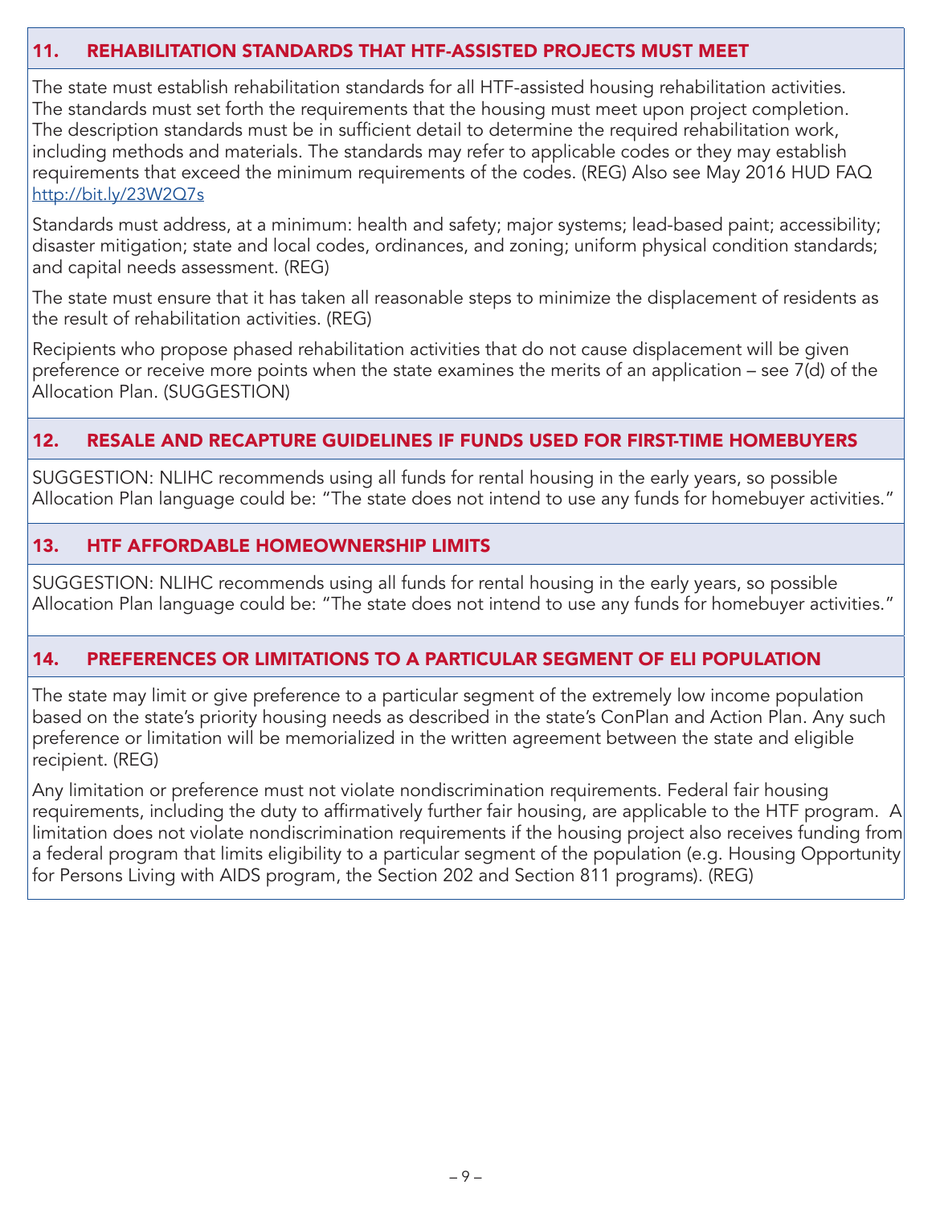## 11. REHABILITATION STANDARDS THAT HTF-ASSISTED PROJECTS MUST MEET

The state must establish rehabilitation standards for all HTF-assisted housing rehabilitation activities. The standards must set forth the requirements that the housing must meet upon project completion. The description standards must be in sufficient detail to determine the required rehabilitation work, including methods and materials. The standards may refer to applicable codes or they may establish requirements that exceed the minimum requirements of the codes. (REG) Also see May 2016 HUD FAQ http://bit.ly/23W2Q7s

Standards must address, at a minimum: health and safety; major systems; lead-based paint; accessibility; disaster mitigation; state and local codes, ordinances, and zoning; uniform physical condition standards; and capital needs assessment. (REG)

The state must ensure that it has taken all reasonable steps to minimize the displacement of residents as the result of rehabilitation activities. (REG)

Recipients who propose phased rehabilitation activities that do not cause displacement will be given preference or receive more points when the state examines the merits of an application – see 7(d) of the Allocation Plan. (SUGGESTION)

## 12. RESALE AND RECAPTURE GUIDELINES IF FUNDS USED FOR FIRST-TIME HOMEBUYERS

SUGGESTION: NLIHC recommends using all funds for rental housing in the early years, so possible Allocation Plan language could be: "The state does not intend to use any funds for homebuyer activities."

## 13. HTF AFFORDABLE HOMEOWNERSHIP LIMITS

SUGGESTION: NLIHC recommends using all funds for rental housing in the early years, so possible Allocation Plan language could be: "The state does not intend to use any funds for homebuyer activities."

## 14. PREFERENCES OR LIMITATIONS TO A PARTICULAR SEGMENT OF ELI POPULATION

The state may limit or give preference to a particular segment of the extremely low income population based on the state's priority housing needs as described in the state's ConPlan and Action Plan. Any such preference or limitation will be memorialized in the written agreement between the state and eligible recipient. (REG)

Any limitation or preference must not violate nondiscrimination requirements. Federal fair housing requirements, including the duty to affirmatively further fair housing, are applicable to the HTF program. A limitation does not violate nondiscrimination requirements if the housing project also receives funding from a federal program that limits eligibility to a particular segment of the population (e.g. Housing Opportunity for Persons Living with AIDS program, the Section 202 and Section 811 programs). (REG)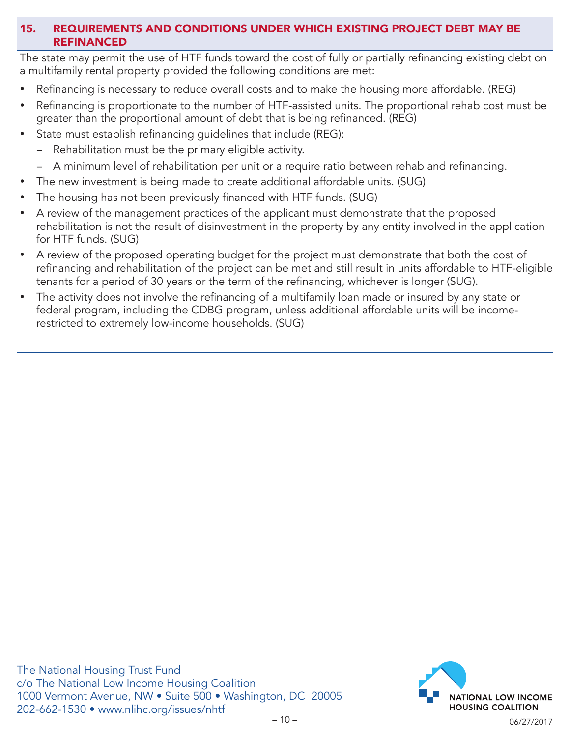## 15. REQUIREMENTS AND CONDITIONS UNDER WHICH EXISTING PROJECT DEBT MAY BE REFINANCED

The state may permit the use of HTF funds toward the cost of fully or partially refinancing existing debt on a multifamily rental property provided the following conditions are met:

- Refinancing is necessary to reduce overall costs and to make the housing more affordable. (REG)
- Refinancing is proportionate to the number of HTF-assisted units. The proportional rehab cost must be greater than the proportional amount of debt that is being refinanced. (REG)
- State must establish refinancing guidelines that include (REG):
  - Rehabilitation must be the primary eligible activity.
  - A minimum level of rehabilitation per unit or a require ratio between rehab and refinancing.
- The new investment is being made to create additional affordable units. (SUG)
- The housing has not been previously financed with HTF funds. (SUG)
- A review of the management practices of the applicant must demonstrate that the proposed rehabilitation is not the result of disinvestment in the property by any entity involved in the application for HTF funds. (SUG)
- A review of the proposed operating budget for the project must demonstrate that both the cost of refinancing and rehabilitation of the project can be met and still result in units affordable to HTF-eligible tenants for a period of 30 years or the term of the refinancing, whichever is longer (SUG).
- The activity does not involve the refinancing of a multifamily loan made or insured by any state or federal program, including the CDBG program, unless additional affordable units will be income-restricted to extremely low-income households. (SUG)

The National Housing Trust Fund
c/o The National Low Income Housing Coalition
1000 Vermont Avenue, NW • Suite 500 • Washington, DC 20005
202-662-1530 • www.nlihc.org/issues/nhtf

NATIONAL LOW INCOME HOUSING COALITION

06/27/2017